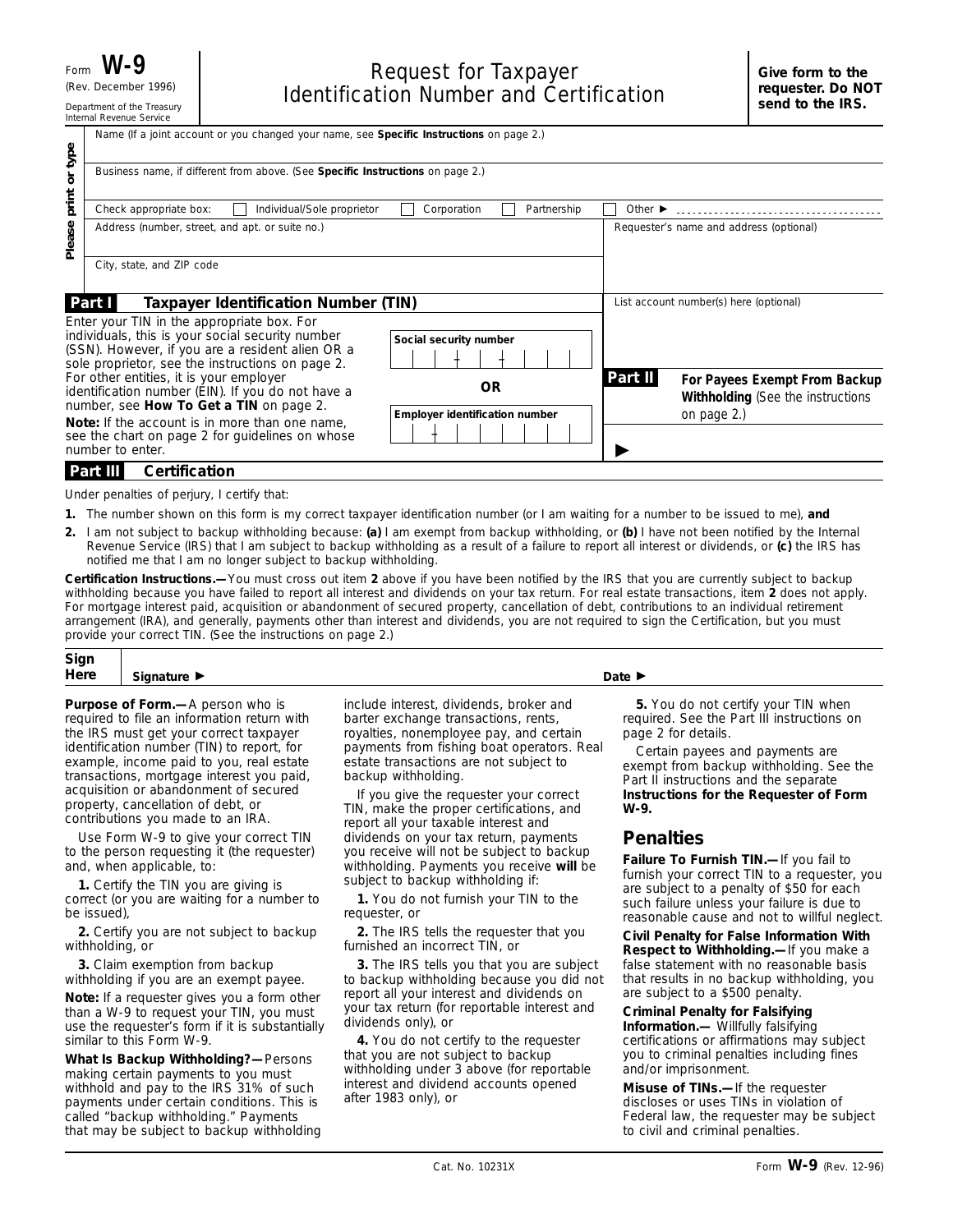Form **W-9**
(Rev. December 1996)
Department of the Treasury
Internal Revenue Service

# Request for Taxpayer Identification Number and Certification

**Give form to the requester. Do NOT send to the IRS.**

**Please print or type**

Name (If a joint account or you changed your name, see **Specific Instructions** on page 2.)

Business name, if different from above. (See **Specific Instructions** on page 2.)

Check appropriate box: ☐ Individual/Sole proprietor ☐ Corporation ☐ Partnership ☐ Other ►

Address (number, street, and apt. or suite no.)

Requester's name and address (optional)

City, state, and ZIP code

## Part I Taxpayer Identification Number (TIN)

Enter your TIN in the appropriate box. For individuals, this is your social security number (SSN). However, if you are a resident alien OR a sole proprietor, see the instructions on page 2. For other entities, it is your employer identification number (EIN). If you do not have a number, see **How To Get a TIN** on page 2.

**Note:** If the account is in more than one name, see the chart on page 2 for guidelines on whose number to enter.

**Social security number**

OR

**Employer identification number**

List account number(s) here (optional)

## Part II For Payees Exempt From Backup Withholding (See the instructions on page 2.)

►

## Part III Certification

Under penalties of perjury, I certify that:

1. The number shown on this form is my correct taxpayer identification number (or I am waiting for a number to be issued to me), **and**
2. I am not subject to backup withholding because: **(a)** I am exempt from backup withholding, or **(b)** I have not been notified by the Internal Revenue Service (IRS) that I am subject to backup withholding as a result of a failure to report all interest or dividends, or **(c)** the IRS has notified me that I am no longer subject to backup withholding.

**Certification Instructions.—** You must cross out item **2** above if you have been notified by the IRS that you are currently subject to backup withholding because you have failed to report all interest and dividends on your tax return. For real estate transactions, item **2** does not apply. For mortgage interest paid, acquisition or abandonment of secured property, cancellation of debt, contributions to an individual retirement arrangement (IRA), and generally, payments other than interest and dividends, you are not required to sign the Certification, but you must provide your correct TIN. (See the instructions on page 2.)

**Sign Here** **Signature ►** **Date ►**

**Purpose of Form.—** A person who is required to file an information return with the IRS must get your correct taxpayer identification number (TIN) to report, for example, income paid to you, real estate transactions, mortgage interest you paid, acquisition or abandonment of secured property, cancellation of debt, or contributions you made to an IRA.

Use Form W-9 to give your correct TIN to the person requesting it (the requester) and, when applicable, to:

**1.** Certify the TIN you are giving is correct (or you are waiting for a number to be issued),

**2.** Certify you are not subject to backup withholding, or

**3.** Claim exemption from backup withholding if you are an exempt payee.

**Note:** If a requester gives you a form other than a W-9 to request your TIN, you must use the requester's form if it is substantially similar to this Form W-9.

**What Is Backup Withholding?—** Persons making certain payments to you must withhold and pay to the IRS 31% of such payments under certain conditions. This is called "backup withholding." Payments that may be subject to backup withholding include interest, dividends, broker and barter exchange transactions, rents, royalties, nonemployee pay, and certain payments from fishing boat operators. Real estate transactions are not subject to backup withholding.

If you give the requester your correct TIN, make the proper certifications, and report all your taxable interest and dividends on your tax return, payments you receive will not be subject to backup withholding. Payments you receive **will** be subject to backup withholding if:

**1.** You do not furnish your TIN to the requester, or

**2.** The IRS tells the requester that you furnished an incorrect TIN, or

**3.** The IRS tells you that you are subject to backup withholding because you did not report all your interest and dividends on your tax return (for reportable interest and dividends only), or

**4.** You do not certify to the requester that you are not subject to backup withholding under 3 above (for reportable interest and dividend accounts opened after 1983 only), or

**5.** You do not certify your TIN when required. See the Part III instructions on page 2 for details.

Certain payees and payments are exempt from backup withholding. See the Part II instructions and the separate **Instructions for the Requester of Form W-9.**

## Penalties

**Failure To Furnish TIN.—** If you fail to furnish your correct TIN to a requester, you are subject to a penalty of $50 for each such failure unless your failure is due to reasonable cause and not to willful neglect.

**Civil Penalty for False Information With Respect to Withholding.—** If you make a false statement with no reasonable basis that results in no backup withholding, you are subject to a $500 penalty.

**Criminal Penalty for Falsifying Information.—** Willfully falsifying certifications or affirmations may subject you to criminal penalties including fines and/or imprisonment.

**Misuse of TINs.—** If the requester discloses or uses TINs in violation of Federal law, the requester may be subject to civil and criminal penalties.

Cat. No. 10231X Form **W-9** (Rev. 12-96)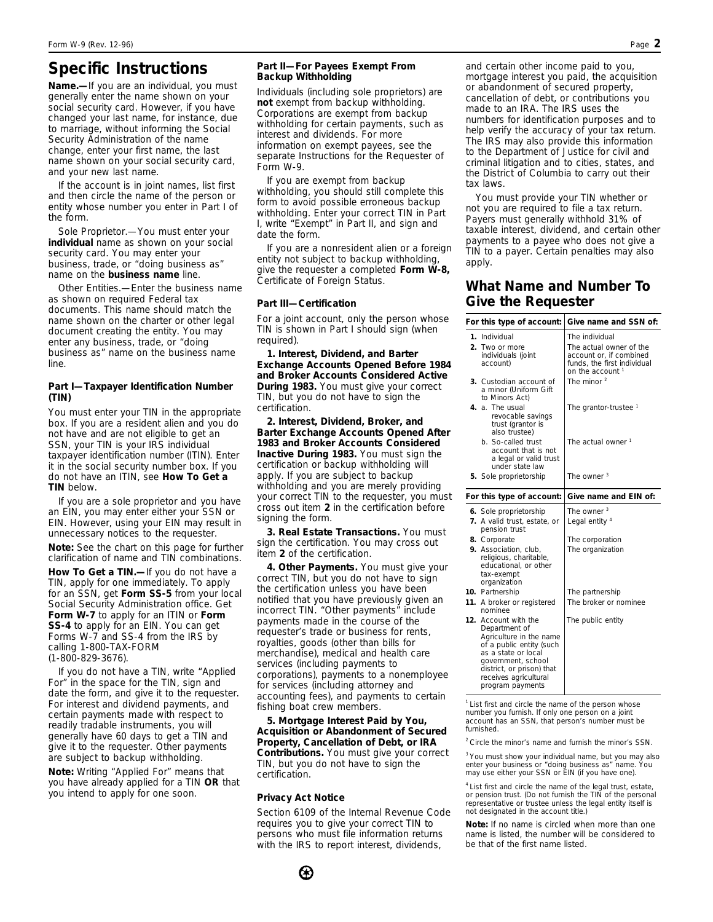## Specific Instructions

**Name.—**If you are an individual, you must generally enter the name shown on your social security card. However, if you have changed your last name, for instance, due to marriage, without informing the Social Security Administration of the name change, enter your first name, the last name shown on your social security card, and your new last name.

If the account is in joint names, list first and then circle the name of the person or entity whose number you enter in Part I of the form.

Sole Proprietor.—You must enter your **individual** name as shown on your social security card. You may enter your business, trade, or "doing business as" name on the **business name** line.

Other Entities.—Enter the business name as shown on required Federal tax documents. This name should match the name shown on the charter or other legal document creating the entity. You may enter any business, trade, or "doing business as" name on the business name line.

### Part I—Taxpayer Identification Number (TIN)

You must enter your TIN in the appropriate box. If you are a resident alien and you do not have and are not eligible to get an SSN, your TIN is your IRS individual taxpayer identification number (ITIN). Enter it in the social security number box. If you do not have an ITIN, see **How To Get a TIN** below.

If you are a sole proprietor and you have an EIN, you may enter either your SSN or EIN. However, using your EIN may result in unnecessary notices to the requester.

**Note:** See the chart on this page for further clarification of name and TIN combinations.

**How To Get a TIN.—**If you do not have a TIN, apply for one immediately. To apply for an SSN, get **Form SS-5** from your local Social Security Administration office. Get **Form W-7** to apply for an ITIN or **Form SS-4** to apply for an EIN. You can get Forms W-7 and SS-4 from the IRS by calling 1-800-TAX-FORM (1-800-829-3676).

If you do not have a TIN, write "Applied For" in the space for the TIN, sign and date the form, and give it to the requester. For interest and dividend payments, and certain payments made with respect to readily tradable instruments, you will generally have 60 days to get a TIN and give it to the requester. Other payments are subject to backup withholding.

**Note:** Writing "Applied For" means that you have already applied for a TIN **OR** that you intend to apply for one soon.

### Part II—For Payees Exempt From Backup Withholding

Individuals (including sole proprietors) are **not** exempt from backup withholding. Corporations are exempt from backup withholding for certain payments, such as interest and dividends. For more information on exempt payees, see the separate Instructions for the Requester of Form W-9.

If you are exempt from backup withholding, you should still complete this form to avoid possible erroneous backup withholding. Enter your correct TIN in Part I, write "Exempt" in Part II, and sign and date the form.

If you are a nonresident alien or a foreign entity not subject to backup withholding, give the requester a completed **Form W-8,** Certificate of Foreign Status.

### Part III—Certification

For a joint account, only the person whose TIN is shown in Part I should sign (when required).

**1. Interest, Dividend, and Barter Exchange Accounts Opened Before 1984 and Broker Accounts Considered Active During 1983.** You must give your correct TIN, but you do not have to sign the certification.

**2. Interest, Dividend, Broker, and Barter Exchange Accounts Opened After 1983 and Broker Accounts Considered Inactive During 1983.** You must sign the certification or backup withholding will apply. If you are subject to backup withholding and you are merely providing your correct TIN to the requester, you must cross out item **2** in the certification before signing the form.

**3. Real Estate Transactions.** You must sign the certification. You may cross out item **2** of the certification.

**4. Other Payments.** You must give your correct TIN, but you do not have to sign the certification unless you have been notified that you have previously given an incorrect TIN. "Other payments" include payments made in the course of the requester's trade or business for rents, royalties, goods (other than bills for merchandise), medical and health care services (including payments to corporations), payments to a nonemployee for services (including attorney and accounting fees), and payments to certain fishing boat crew members.

**5. Mortgage Interest Paid by You, Acquisition or Abandonment of Secured Property, Cancellation of Debt, or IRA Contributions.** You must give your correct TIN, but you do not have to sign the certification.

### Privacy Act Notice

Section 6109 of the Internal Revenue Code requires you to give your correct TIN to persons who must file information returns with the IRS to report interest, dividends, and certain other income paid to you, mortgage interest you paid, the acquisition or abandonment of secured property, cancellation of debt, or contributions you made to an IRA. The IRS uses the numbers for identification purposes and to help verify the accuracy of your tax return. The IRS may also provide this information to the Department of Justice for civil and criminal litigation and to cities, states, and the District of Columbia to carry out their tax laws.

You must provide your TIN whether or not you are required to file a tax return. Payers must generally withhold 31% of taxable interest, dividend, and certain other payments to a payee who does not give a TIN to a payer. Certain penalties may also apply.

## What Name and Number To Give the Requester

| For this type of account: | Give name and SSN of: |
|---|---|
| 1. Individual | The individual |
| 2. Two or more individuals (joint account) | The actual owner of the account or, if combined funds, the first individual on the account [1] |
| 3. Custodian account of a minor (Uniform Gift to Minors Act) | The minor [2] |
| 4. a. The usual revocable savings trust (grantor is also trustee) | The grantor-trustee [1] |
| b. So-called trust account that is not a legal or valid trust under state law | The actual owner [1] |
| 5. Sole proprietorship | The owner [3] |
| **For this type of account:** | **Give name and EIN of:** |
| 6. Sole proprietorship | The owner [3] |
| 7. A valid trust, estate, or pension trust | Legal entity [4] |
| 8. Corporate | The corporation |
| 9. Association, club, religious, charitable, educational, or other tax-exempt organization | The organization |
| 10. Partnership | The partnership |
| 11. A broker or registered nominee | The broker or nominee |
| 12. Account with the Department of Agriculture in the name of a public entity (such as a state or local government, school district, or prison) that receives agricultural program payments | The public entity |

[1] List first and circle the name of the person whose number you furnish. If only one person on a joint account has an SSN, that person's number must be furnished.

[2] Circle the minor's name and furnish the minor's SSN.

[3] You must show your individual name, but you may also enter your business or "doing business as" name. You may use either your SSN or EIN (if you have one).

[4] List first and circle the name of the legal trust, estate, or pension trust. (Do not furnish the TIN of the personal representative or trustee unless the legal entity itself is not designated in the account title.)

**Note:** If no name is circled when more than one name is listed, the number will be considered to be that of the first name listed.